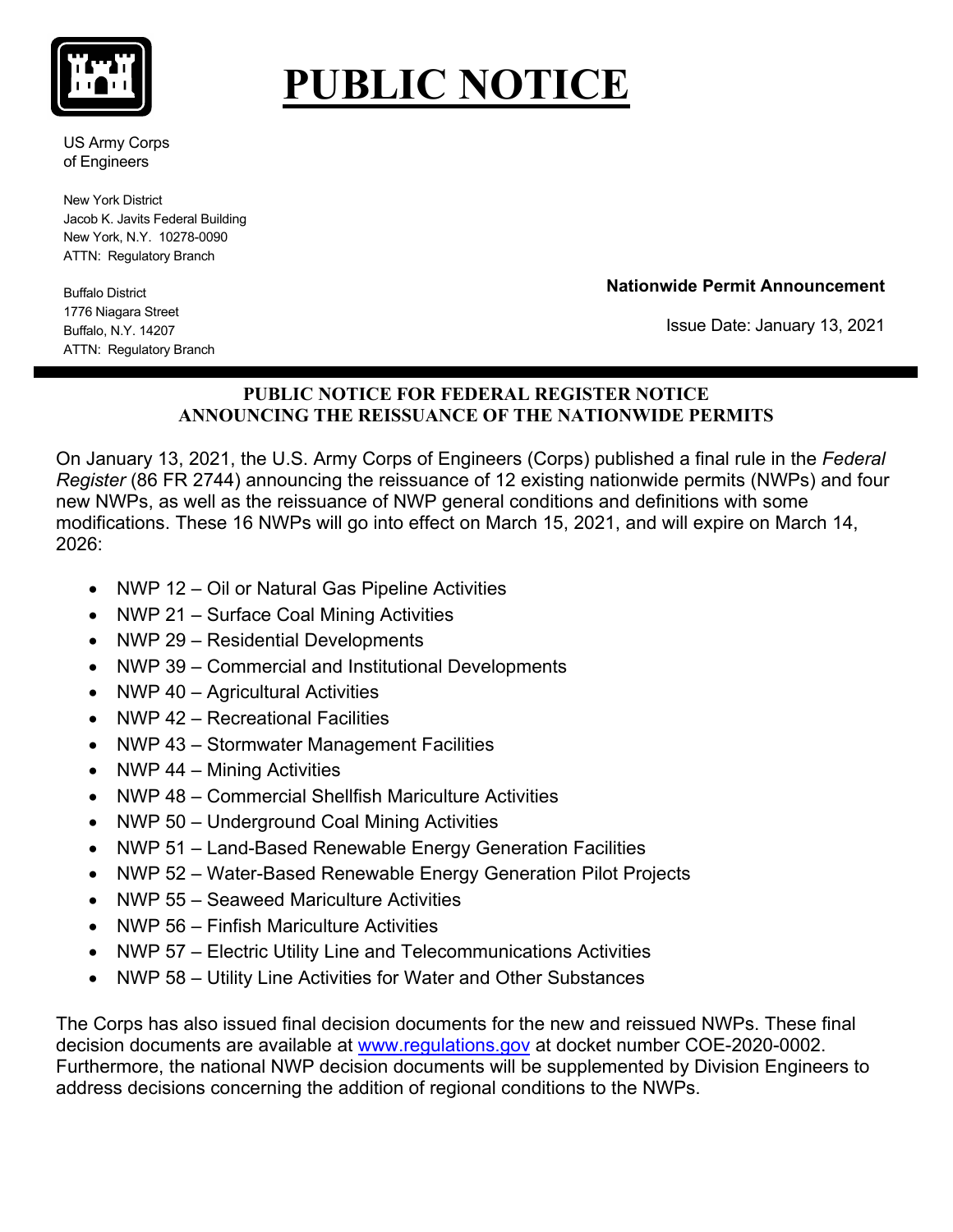# PUBLIC NOTICE

US Army Corps
of Engineers

New York District
Jacob K. Javits Federal Building
New York, N.Y. 10278-0090
ATTN: Regulatory Branch

Buffalo District
1776 Niagara Street
Buffalo, N.Y. 14207
ATTN: Regulatory Branch

**Nationwide Permit Announcement**

Issue Date: January 13, 2021

---

**PUBLIC NOTICE FOR FEDERAL REGISTER NOTICE ANNOUNCING THE REISSUANCE OF THE NATIONWIDE PERMITS**

On January 13, 2021, the U.S. Army Corps of Engineers (Corps) published a final rule in the *Federal Register* (86 FR 2744) announcing the reissuance of 12 existing nationwide permits (NWPs) and four new NWPs, as well as the reissuance of NWP general conditions and definitions with some modifications. These 16 NWPs will go into effect on March 15, 2021, and will expire on March 14, 2026:

- NWP 12 – Oil or Natural Gas Pipeline Activities
- NWP 21 – Surface Coal Mining Activities
- NWP 29 – Residential Developments
- NWP 39 – Commercial and Institutional Developments
- NWP 40 – Agricultural Activities
- NWP 42 – Recreational Facilities
- NWP 43 – Stormwater Management Facilities
- NWP 44 – Mining Activities
- NWP 48 – Commercial Shellfish Mariculture Activities
- NWP 50 – Underground Coal Mining Activities
- NWP 51 – Land-Based Renewable Energy Generation Facilities
- NWP 52 – Water-Based Renewable Energy Generation Pilot Projects
- NWP 55 – Seaweed Mariculture Activities
- NWP 56 – Finfish Mariculture Activities
- NWP 57 – Electric Utility Line and Telecommunications Activities
- NWP 58 – Utility Line Activities for Water and Other Substances

The Corps has also issued final decision documents for the new and reissued NWPs. These final decision documents are available at www.regulations.gov at docket number COE-2020-0002. Furthermore, the national NWP decision documents will be supplemented by Division Engineers to address decisions concerning the addition of regional conditions to the NWPs.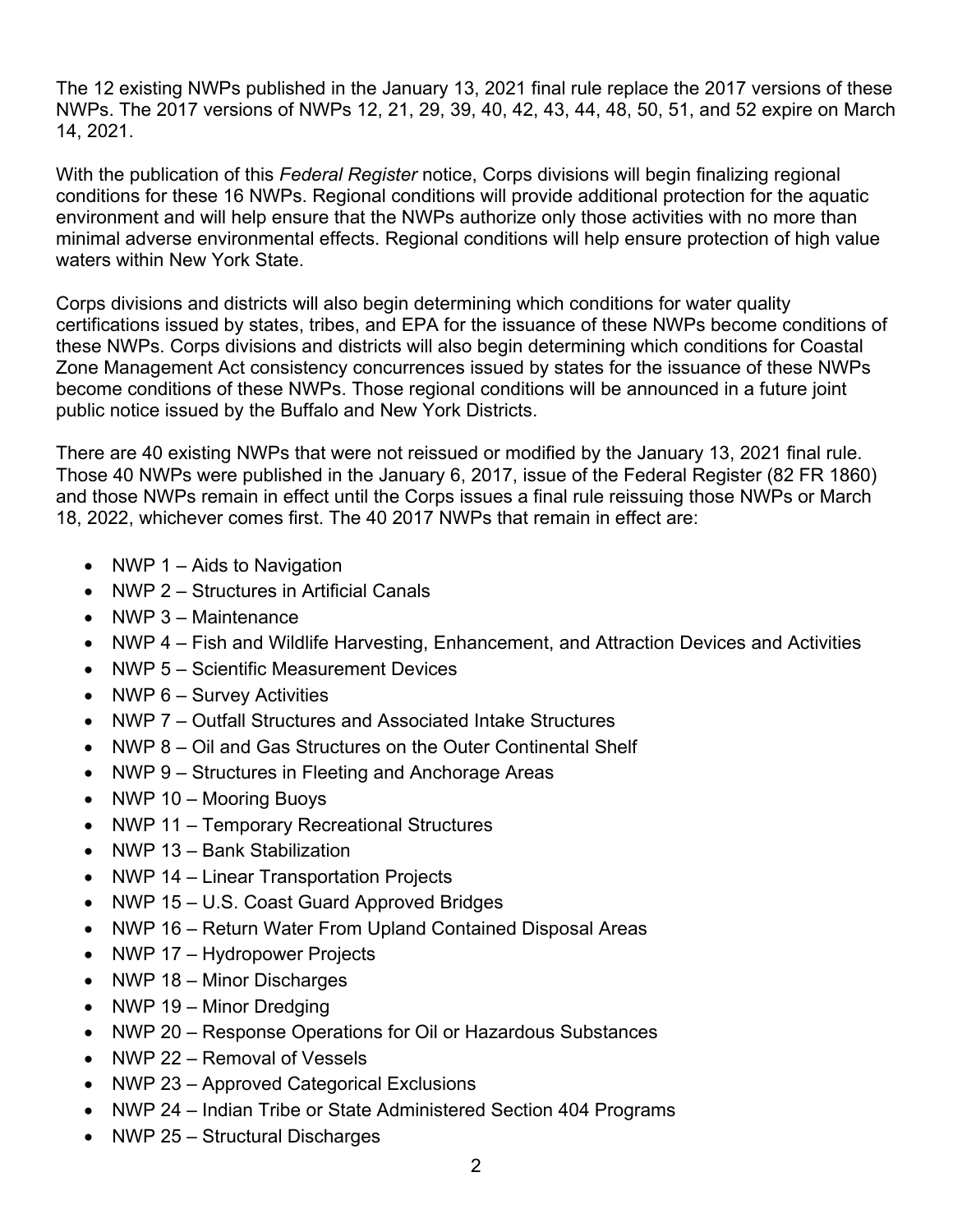The 12 existing NWPs published in the January 13, 2021 final rule replace the 2017 versions of these NWPs. The 2017 versions of NWPs 12, 21, 29, 39, 40, 42, 43, 44, 48, 50, 51, and 52 expire on March 14, 2021.

With the publication of this *Federal Register* notice, Corps divisions will begin finalizing regional conditions for these 16 NWPs. Regional conditions will provide additional protection for the aquatic environment and will help ensure that the NWPs authorize only those activities with no more than minimal adverse environmental effects. Regional conditions will help ensure protection of high value waters within New York State.

Corps divisions and districts will also begin determining which conditions for water quality certifications issued by states, tribes, and EPA for the issuance of these NWPs become conditions of these NWPs. Corps divisions and districts will also begin determining which conditions for Coastal Zone Management Act consistency concurrences issued by states for the issuance of these NWPs become conditions of these NWPs. Those regional conditions will be announced in a future joint public notice issued by the Buffalo and New York Districts.

There are 40 existing NWPs that were not reissued or modified by the January 13, 2021 final rule. Those 40 NWPs were published in the January 6, 2017, issue of the Federal Register (82 FR 1860) and those NWPs remain in effect until the Corps issues a final rule reissuing those NWPs or March 18, 2022, whichever comes first. The 40 2017 NWPs that remain in effect are:

- NWP 1 – Aids to Navigation
- NWP 2 – Structures in Artificial Canals
- NWP 3 – Maintenance
- NWP 4 – Fish and Wildlife Harvesting, Enhancement, and Attraction Devices and Activities
- NWP 5 – Scientific Measurement Devices
- NWP 6 – Survey Activities
- NWP 7 – Outfall Structures and Associated Intake Structures
- NWP 8 – Oil and Gas Structures on the Outer Continental Shelf
- NWP 9 – Structures in Fleeting and Anchorage Areas
- NWP 10 – Mooring Buoys
- NWP 11 – Temporary Recreational Structures
- NWP 13 – Bank Stabilization
- NWP 14 – Linear Transportation Projects
- NWP 15 – U.S. Coast Guard Approved Bridges
- NWP 16 – Return Water From Upland Contained Disposal Areas
- NWP 17 – Hydropower Projects
- NWP 18 – Minor Discharges
- NWP 19 – Minor Dredging
- NWP 20 – Response Operations for Oil or Hazardous Substances
- NWP 22 – Removal of Vessels
- NWP 23 – Approved Categorical Exclusions
- NWP 24 – Indian Tribe or State Administered Section 404 Programs
- NWP 25 – Structural Discharges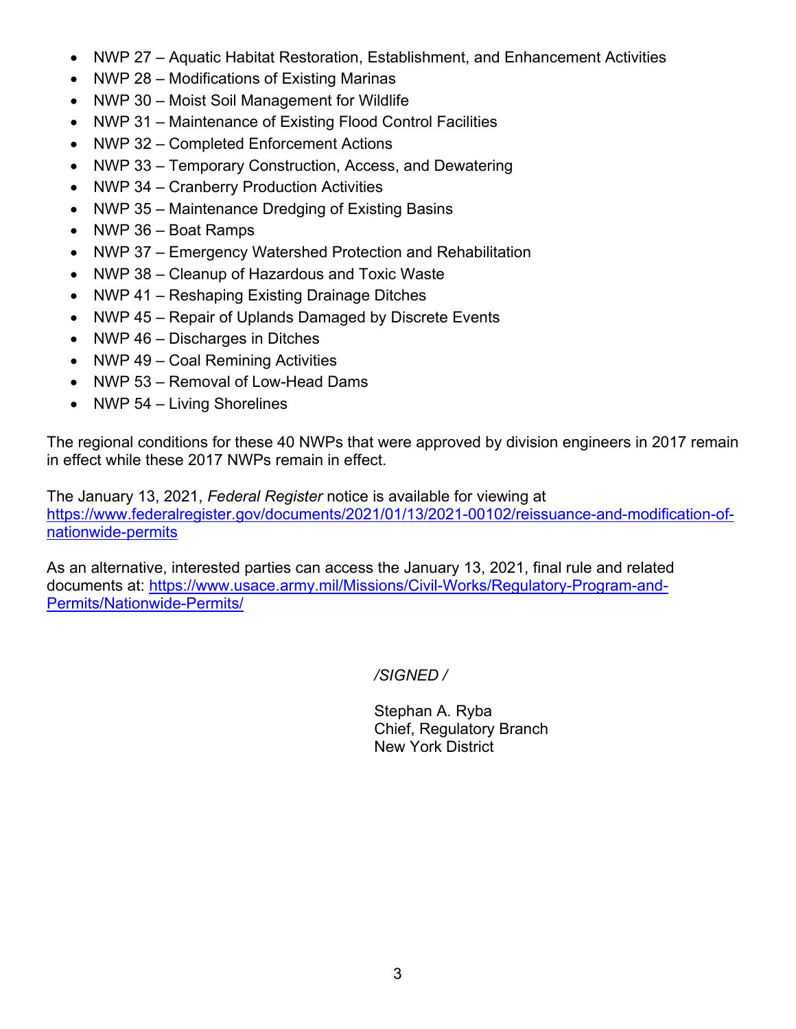- NWP 27 – Aquatic Habitat Restoration, Establishment, and Enhancement Activities
- NWP 28 – Modifications of Existing Marinas
- NWP 30 – Moist Soil Management for Wildlife
- NWP 31 – Maintenance of Existing Flood Control Facilities
- NWP 32 – Completed Enforcement Actions
- NWP 33 – Temporary Construction, Access, and Dewatering
- NWP 34 – Cranberry Production Activities
- NWP 35 – Maintenance Dredging of Existing Basins
- NWP 36 – Boat Ramps
- NWP 37 – Emergency Watershed Protection and Rehabilitation
- NWP 38 – Cleanup of Hazardous and Toxic Waste
- NWP 41 – Reshaping Existing Drainage Ditches
- NWP 45 – Repair of Uplands Damaged by Discrete Events
- NWP 46 – Discharges in Ditches
- NWP 49 – Coal Remining Activities
- NWP 53 – Removal of Low-Head Dams
- NWP 54 – Living Shorelines

The regional conditions for these 40 NWPs that were approved by division engineers in 2017 remain in effect while these 2017 NWPs remain in effect.

The January 13, 2021, *Federal Register* notice is available for viewing at https://www.federalregister.gov/documents/2021/01/13/2021-00102/reissuance-and-modification-of-nationwide-permits

As an alternative, interested parties can access the January 13, 2021, final rule and related documents at: https://www.usace.army.mil/Missions/Civil-Works/Regulatory-Program-and-Permits/Nationwide-Permits/

*/SIGNED /*

Stephan A. Ryba
Chief, Regulatory Branch
New York District